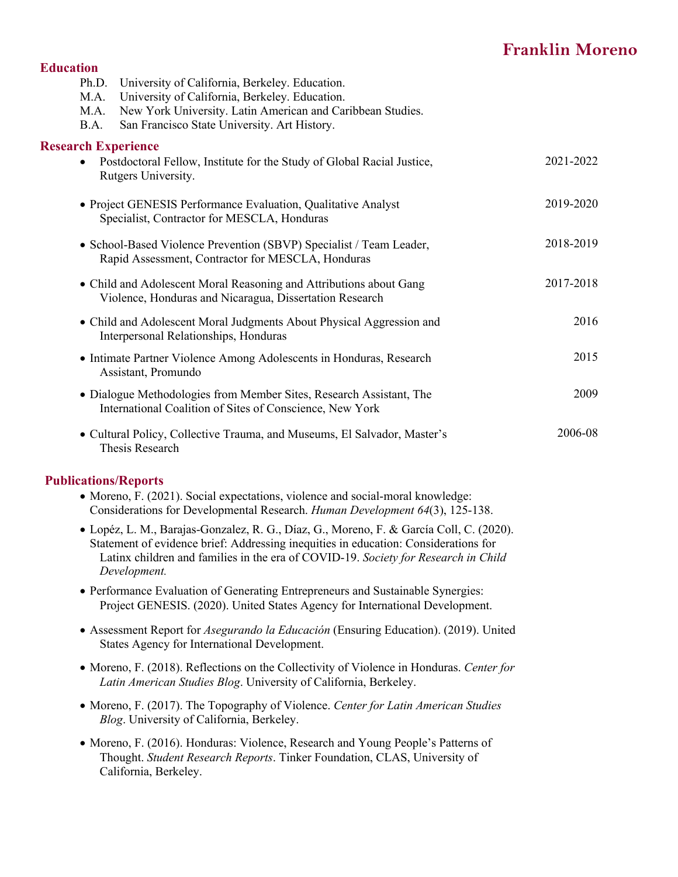# Franklin Moreno

## Education

- Ph.D. University of California, Berkeley. Education.
- M.A. University of California, Berkeley. Education.
- M.A. New York University. Latin American and Caribbean Studies.
- B.A. San Francisco State University. Art History.

## Research Experience

- Postdoctoral Fellow, Institute for the Study of Global Racial Justice, Rutgers University. — 2021-2022
- Project GENESIS Performance Evaluation, Qualitative Analyst Specialist, Contractor for MESCLA, Honduras — 2019-2020
- School-Based Violence Prevention (SBVP) Specialist / Team Leader, Rapid Assessment, Contractor for MESCLA, Honduras — 2018-2019
- Child and Adolescent Moral Reasoning and Attributions about Gang Violence, Honduras and Nicaragua, Dissertation Research — 2017-2018
- Child and Adolescent Moral Judgments About Physical Aggression and Interpersonal Relationships, Honduras — 2016
- Intimate Partner Violence Among Adolescents in Honduras, Research Assistant, Promundo — 2015
- Dialogue Methodologies from Member Sites, Research Assistant, The International Coalition of Sites of Conscience, New York — 2009
- Cultural Policy, Collective Trauma, and Museums, El Salvador, Master's Thesis Research — 2006-08

## Publications/Reports

- Moreno, F. (2021). Social expectations, violence and social-moral knowledge: Considerations for Developmental Research. *Human Development 64*(3), 125-138.
- Lopéz, L. M., Barajas-Gonzalez, R. G., Díaz, G., Moreno, F. & García Coll, C. (2020). Statement of evidence brief: Addressing inequities in education: Considerations for Latinx children and families in the era of COVID-19. *Society for Research in Child Development.*
- Performance Evaluation of Generating Entrepreneurs and Sustainable Synergies: Project GENESIS. (2020). United States Agency for International Development.
- Assessment Report for *Asegurando la Educación* (Ensuring Education). (2019). United States Agency for International Development.
- Moreno, F. (2018). Reflections on the Collectivity of Violence in Honduras. *Center for Latin American Studies Blog*. University of California, Berkeley.
- Moreno, F. (2017). The Topography of Violence. *Center for Latin American Studies Blog*. University of California, Berkeley.
- Moreno, F. (2016). Honduras: Violence, Research and Young People's Patterns of Thought. *Student Research Reports*. Tinker Foundation, CLAS, University of California, Berkeley.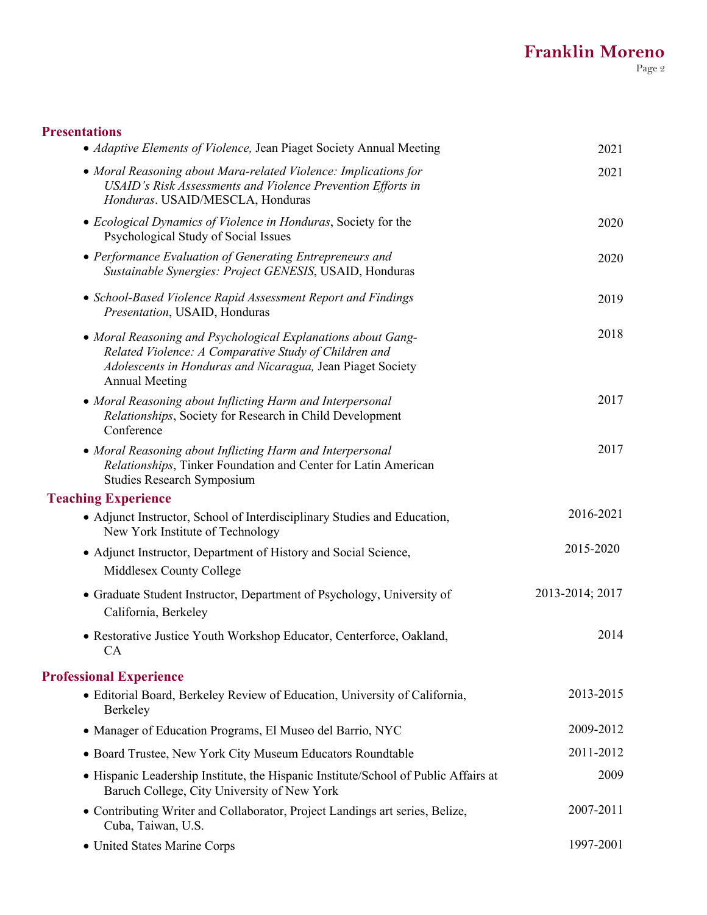## Presentations

- *Adaptive Elements of Violence,* Jean Piaget Society Annual Meeting — 2021
- *Moral Reasoning about Mara-related Violence: Implications for USAID's Risk Assessments and Violence Prevention Efforts in Honduras*. USAID/MESCLA, Honduras — 2021
- *Ecological Dynamics of Violence in Honduras*, Society for the Psychological Study of Social Issues — 2020
- *Performance Evaluation of Generating Entrepreneurs and Sustainable Synergies: Project GENESIS*, USAID, Honduras — 2020
- *School-Based Violence Rapid Assessment Report and Findings Presentation*, USAID, Honduras — 2019
- *Moral Reasoning and Psychological Explanations about Gang-Related Violence: A Comparative Study of Children and Adolescents in Honduras and Nicaragua,* Jean Piaget Society Annual Meeting — 2018
- *Moral Reasoning about Inflicting Harm and Interpersonal Relationships*, Society for Research in Child Development Conference — 2017
- *Moral Reasoning about Inflicting Harm and Interpersonal Relationships*, Tinker Foundation and Center for Latin American Studies Research Symposium — 2017

## Teaching Experience

- Adjunct Instructor, School of Interdisciplinary Studies and Education, New York Institute of Technology — 2016-2021
- Adjunct Instructor, Department of History and Social Science, Middlesex County College — 2015-2020
- Graduate Student Instructor, Department of Psychology, University of California, Berkeley — 2013-2014; 2017
- Restorative Justice Youth Workshop Educator, Centerforce, Oakland, CA — 2014

## Professional Experience

- Editorial Board, Berkeley Review of Education, University of California, Berkeley — 2013-2015
- Manager of Education Programs, El Museo del Barrio, NYC — 2009-2012
- Board Trustee, New York City Museum Educators Roundtable — 2011-2012
- Hispanic Leadership Institute, the Hispanic Institute/School of Public Affairs at Baruch College, City University of New York — 2009
- Contributing Writer and Collaborator, Project Landings art series, Belize, Cuba, Taiwan, U.S. — 2007-2011
- United States Marine Corps — 1997-2001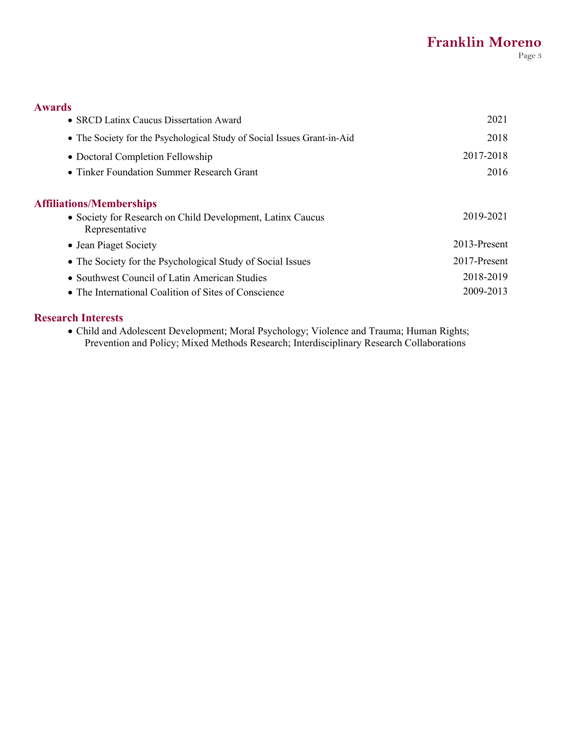## Awards

- SRCD Latinx Caucus Dissertation Award — 2021
- The Society for the Psychological Study of Social Issues Grant-in-Aid — 2018
- Doctoral Completion Fellowship — 2017-2018
- Tinker Foundation Summer Research Grant — 2016

## Affiliations/Memberships

- Society for Research on Child Development, Latinx Caucus Representative — 2019-2021
- Jean Piaget Society — 2013-Present
- The Society for the Psychological Study of Social Issues — 2017-Present
- Southwest Council of Latin American Studies — 2018-2019
- The International Coalition of Sites of Conscience — 2009-2013

## Research Interests

- Child and Adolescent Development; Moral Psychology; Violence and Trauma; Human Rights; Prevention and Policy; Mixed Methods Research; Interdisciplinary Research Collaborations